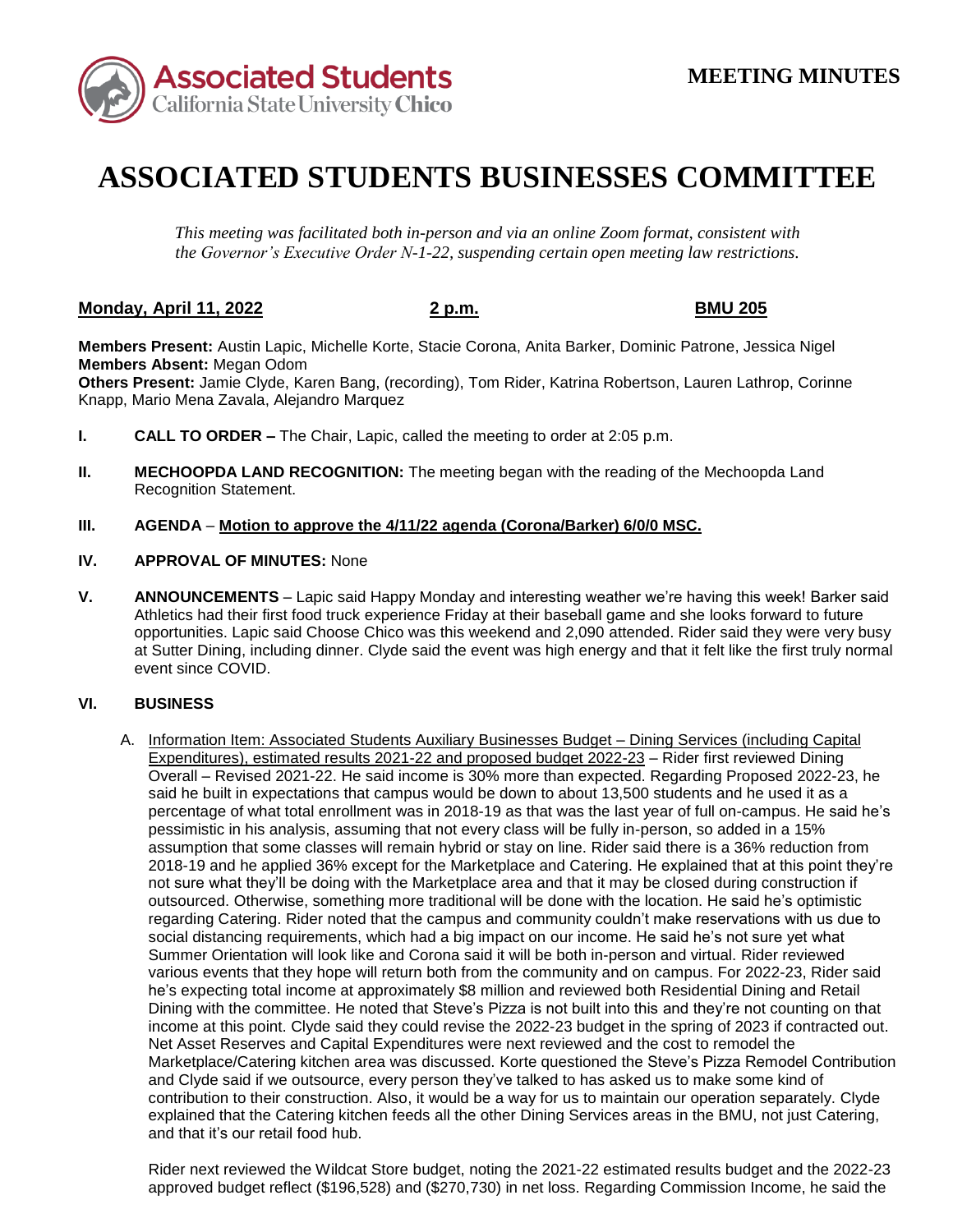Associated Students California State University Chico

**MEETING MINUTES**

# ASSOCIATED STUDENTS BUSINESSES COMMITTEE

*This meeting was facilitated both in-person and via an online Zoom format, consistent with the Governor's Executive Order N-1-22, suspending certain open meeting law restrictions.*

**Monday, April 11, 2022** **2 p.m.** **BMU 205**

**Members Present:** Austin Lapic, Michelle Korte, Stacie Corona, Anita Barker, Dominic Patrone, Jessica Nigel
**Members Absent:** Megan Odom
**Others Present:** Jamie Clyde, Karen Bang, (recording), Tom Rider, Katrina Robertson, Lauren Lathrop, Corinne Knapp, Mario Mena Zavala, Alejandro Marquez

**I. CALL TO ORDER –** The Chair, Lapic, called the meeting to order at 2:05 p.m.

**II. MECHOOPDA LAND RECOGNITION:** The meeting began with the reading of the Mechoopda Land Recognition Statement.

**III. AGENDA** – **Motion to approve the 4/11/22 agenda (Corona/Barker) 6/0/0 MSC.**

**IV. APPROVAL OF MINUTES:** None

**V. ANNOUNCEMENTS** – Lapic said Happy Monday and interesting weather we're having this week! Barker said Athletics had their first food truck experience Friday at their baseball game and she looks forward to future opportunities. Lapic said Choose Chico was this weekend and 2,090 attended. Rider said they were very busy at Sutter Dining, including dinner. Clyde said the event was high energy and that it felt like the first truly normal event since COVID.

**VI. BUSINESS**

A. Information Item: Associated Students Auxiliary Businesses Budget – Dining Services (including Capital Expenditures), estimated results 2021-22 and proposed budget 2022-23 – Rider first reviewed Dining Overall – Revised 2021-22. He said income is 30% more than expected. Regarding Proposed 2022-23, he said he built in expectations that campus would be down to about 13,500 students and he used it as a percentage of what total enrollment was in 2018-19 as that was the last year of full on-campus. He said he's pessimistic in his analysis, assuming that not every class will be fully in-person, so added in a 15% assumption that some classes will remain hybrid or stay on line. Rider said there is a 36% reduction from 2018-19 and he applied 36% except for the Marketplace and Catering. He explained that at this point they're not sure what they'll be doing with the Marketplace area and that it may be closed during construction if outsourced. Otherwise, something more traditional will be done with the location. He said he's optimistic regarding Catering. Rider noted that the campus and community couldn't make reservations with us due to social distancing requirements, which had a big impact on our income. He said he's not sure yet what Summer Orientation will look like and Corona said it will be both in-person and virtual. Rider reviewed various events that they hope will return both from the community and on campus. For 2022-23, Rider said he's expecting total income at approximately $8 million and reviewed both Residential Dining and Retail Dining with the committee. He noted that Steve's Pizza is not built into this and they're not counting on that income at this point. Clyde said they could revise the 2022-23 budget in the spring of 2023 if contracted out. Net Asset Reserves and Capital Expenditures were next reviewed and the cost to remodel the Marketplace/Catering kitchen area was discussed. Korte questioned the Steve's Pizza Remodel Contribution and Clyde said if we outsource, every person they've talked to has asked us to make some kind of contribution to their construction. Also, it would be a way for us to maintain our operation separately. Clyde explained that the Catering kitchen feeds all the other Dining Services areas in the BMU, not just Catering, and that it's our retail food hub.

Rider next reviewed the Wildcat Store budget, noting the 2021-22 estimated results budget and the 2022-23 approved budget reflect ($196,528) and ($270,730) in net loss. Regarding Commission Income, he said the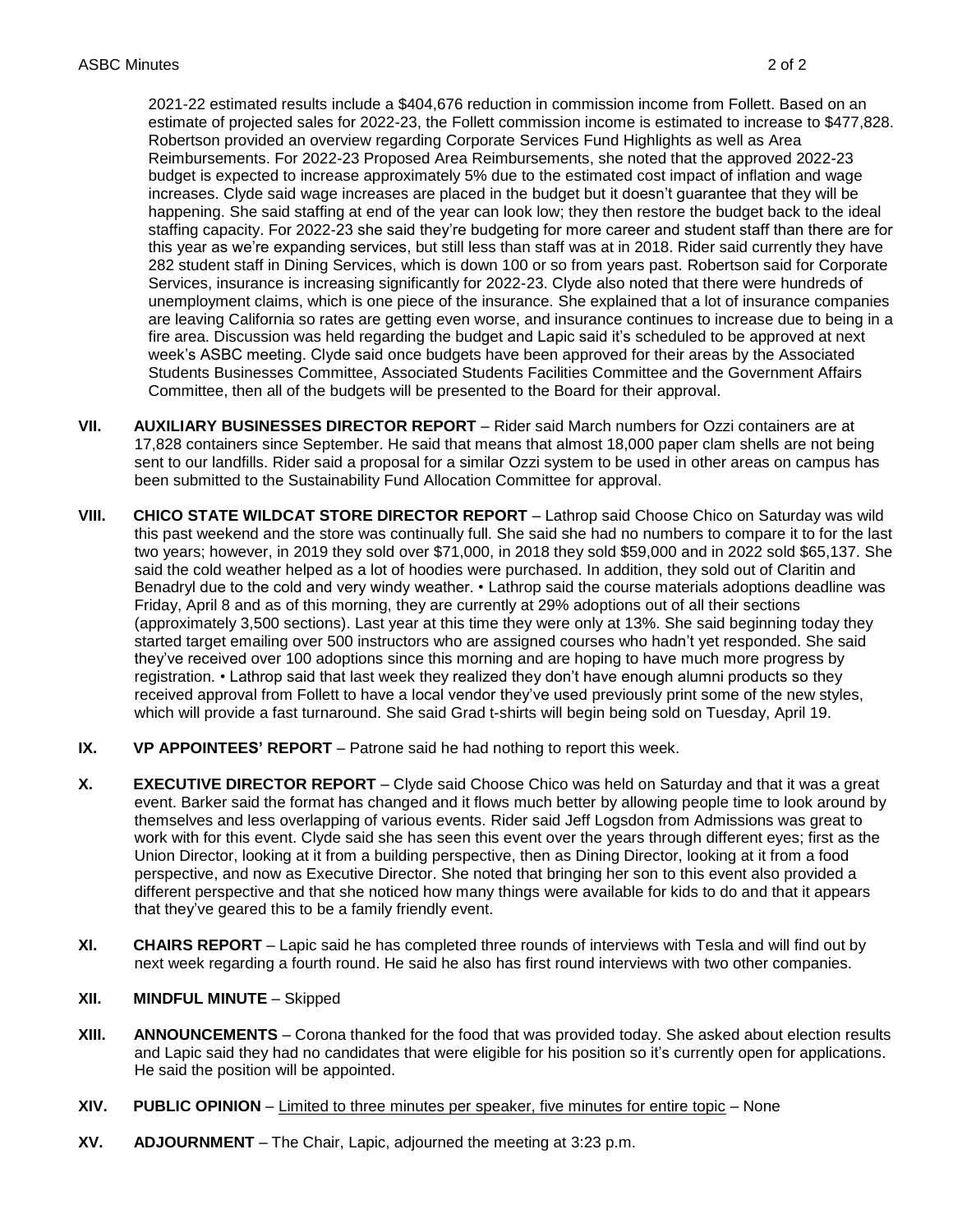2021-22 estimated results include a $404,676 reduction in commission income from Follett. Based on an estimate of projected sales for 2022-23, the Follett commission income is estimated to increase to $477,828. Robertson provided an overview regarding Corporate Services Fund Highlights as well as Area Reimbursements. For 2022-23 Proposed Area Reimbursements, she noted that the approved 2022-23 budget is expected to increase approximately 5% due to the estimated cost impact of inflation and wage increases. Clyde said wage increases are placed in the budget but it doesn't guarantee that they will be happening. She said staffing at end of the year can look low; they then restore the budget back to the ideal staffing capacity. For 2022-23 she said they're budgeting for more career and student staff than there are for this year as we're expanding services, but still less than staff was at in 2018. Rider said currently they have 282 student staff in Dining Services, which is down 100 or so from years past. Robertson said for Corporate Services, insurance is increasing significantly for 2022-23. Clyde also noted that there were hundreds of unemployment claims, which is one piece of the insurance. She explained that a lot of insurance companies are leaving California so rates are getting even worse, and insurance continues to increase due to being in a fire area. Discussion was held regarding the budget and Lapic said it's scheduled to be approved at next week's ASBC meeting. Clyde said once budgets have been approved for their areas by the Associated Students Businesses Committee, Associated Students Facilities Committee and the Government Affairs Committee, then all of the budgets will be presented to the Board for their approval.

**VII. AUXILIARY BUSINESSES DIRECTOR REPORT** – Rider said March numbers for Ozzi containers are at 17,828 containers since September. He said that means that almost 18,000 paper clam shells are not being sent to our landfills. Rider said a proposal for a similar Ozzi system to be used in other areas on campus has been submitted to the Sustainability Fund Allocation Committee for approval.

**VIII. CHICO STATE WILDCAT STORE DIRECTOR REPORT** – Lathrop said Choose Chico on Saturday was wild this past weekend and the store was continually full. She said she had no numbers to compare it to for the last two years; however, in 2019 they sold over $71,000, in 2018 they sold $59,000 and in 2022 sold $65,137. She said the cold weather helped as a lot of hoodies were purchased. In addition, they sold out of Claritin and Benadryl due to the cold and very windy weather. • Lathrop said the course materials adoptions deadline was Friday, April 8 and as of this morning, they are currently at 29% adoptions out of all their sections (approximately 3,500 sections). Last year at this time they were only at 13%. She said beginning today they started target emailing over 500 instructors who are assigned courses who hadn't yet responded. She said they've received over 100 adoptions since this morning and are hoping to have much more progress by registration. • Lathrop said that last week they realized they don't have enough alumni products so they received approval from Follett to have a local vendor they've used previously print some of the new styles, which will provide a fast turnaround. She said Grad t-shirts will begin being sold on Tuesday, April 19.

**IX. VP APPOINTEES' REPORT** – Patrone said he had nothing to report this week.

**X. EXECUTIVE DIRECTOR REPORT** – Clyde said Choose Chico was held on Saturday and that it was a great event. Barker said the format has changed and it flows much better by allowing people time to look around by themselves and less overlapping of various events. Rider said Jeff Logsdon from Admissions was great to work with for this event. Clyde said she has seen this event over the years through different eyes; first as the Union Director, looking at it from a building perspective, then as Dining Director, looking at it from a food perspective, and now as Executive Director. She noted that bringing her son to this event also provided a different perspective and that she noticed how many things were available for kids to do and that it appears that they've geared this to be a family friendly event.

**XI. CHAIRS REPORT** – Lapic said he has completed three rounds of interviews with Tesla and will find out by next week regarding a fourth round. He said he also has first round interviews with two other companies.

**XII. MINDFUL MINUTE** – Skipped

**XIII. ANNOUNCEMENTS** – Corona thanked for the food that was provided today. She asked about election results and Lapic said they had no candidates that were eligible for his position so it's currently open for applications. He said the position will be appointed.

**XIV. PUBLIC OPINION** – Limited to three minutes per speaker, five minutes for entire topic – None

**XV. ADJOURNMENT** – The Chair, Lapic, adjourned the meeting at 3:23 p.m.